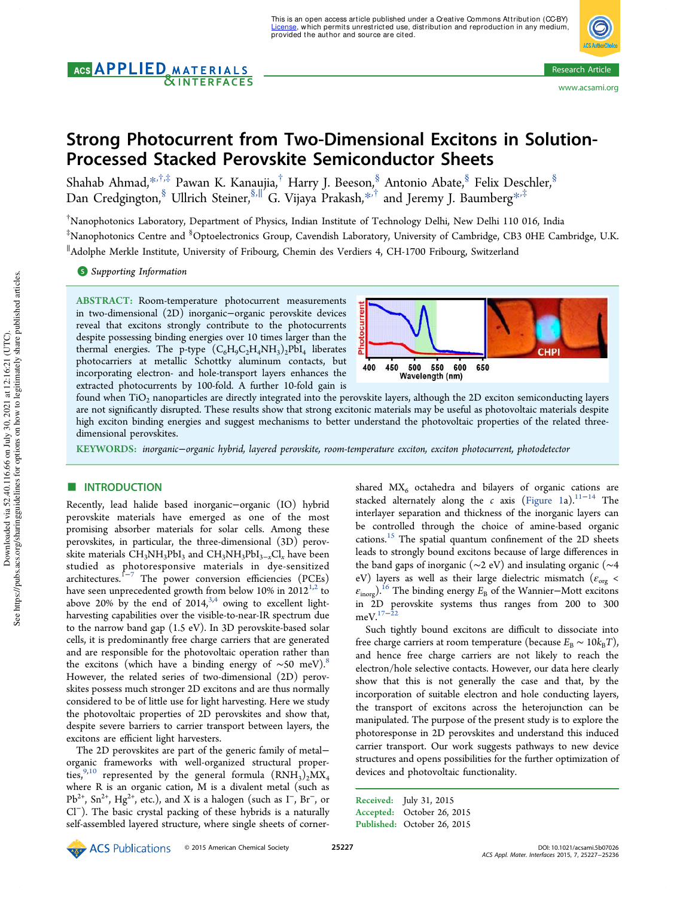# Strong Photocurrent from Two-Dimensional Excitons in Solution-Processed Stacked Perovskite Semiconductor Sheets

Shahab Ahmad,*[†,‡] Pawan K. Kanaujia,[†] Harry J. Beeson,[§] Antonio Abate,[§] Felix Deschler,[§] Dan Credgington,[§] Ullrich Steiner,[§,∥] G. Vijaya Prakash,*[†] and Jeremy J. Baumberg*[‡]

[†]Nanophotonics Laboratory, Department of Physics, Indian Institute of Technology Delhi, New Delhi 110 016, India

[‡]Nanophotonics Centre and [§]Optoelectronics Group, Cavendish Laboratory, University of Cambridge, CB3 0HE Cambridge, U.K.

[∥]Adolphe Merkle Institute, University of Fribourg, Chemin des Verdiers 4, CH-1700 Fribourg, Switzerland

**S** *Supporting Information*

**ABSTRACT:** Room-temperature photocurrent measurements in two-dimensional (2D) inorganic–organic perovskite devices reveal that excitons strongly contribute to the photocurrents despite possessing binding energies over 10 times larger than the thermal energies. The p-type $(C_6H_9C_2H_4NH_3)_2PbI_4$ liberates photocarriers at metallic Schottky aluminum contacts, but incorporating electron- and hole-transport layers enhances the extracted photocurrents by 100-fold. A further 10-fold gain is found when $TiO_2$ nanoparticles are directly integrated into the perovskite layers, although the 2D exciton semiconducting layers are not significantly disrupted. These results show that strong excitonic materials may be useful as photovoltaic materials despite high exciton binding energies and suggest mechanisms to better understand the photovoltaic properties of the related three-dimensional perovskites.

**KEYWORDS:** *inorganic–organic hybrid, layered perovskite, room-temperature exciton, exciton photocurrent, photodetector*

## ■ INTRODUCTION

Recently, lead halide based inorganic–organic (IO) hybrid perovskite materials have emerged as one of the most promising absorber materials for solar cells. Among these perovskites, in particular, the three-dimensional (3D) perovskite materials $CH_3NH_3PbI_3$ and $CH_3NH_3PbI_{3-x}Cl_x$ have been studied as photoresponsive materials in dye-sensitized architectures.[1−7] The power conversion efficiencies (PCEs) have seen unprecedented growth from below 10% in 2012[1,2] to above 20% by the end of 2014,[3,4] owing to excellent light-harvesting capabilities over the visible-to-near-IR spectrum due to the narrow band gap (1.5 eV). In 3D perovskite-based solar cells, it is predominantly free charge carriers that are generated and are responsible for the photovoltaic operation rather than the excitons (which have a binding energy of ∼50 meV).[8] However, the related series of two-dimensional (2D) perovskites possess much stronger 2D excitons and are thus normally considered to be of little use for light harvesting. Here we study the photovoltaic properties of 2D perovskites and show that, despite severe barriers to carrier transport between layers, the excitons are efficient light harvesters.

The 2D perovskites are part of the generic family of metal–organic frameworks with well-organized structural properties,[9,10] represented by the general formula $(RNH_3)_2MX_4$ where R is an organic cation, M is a divalent metal (such as $Pb^{2+}$, $Sn^{2+}$, $Hg^{2+}$, etc.), and X is a halogen (such as $I^-$, $Br^-$, or $Cl^-$). The basic crystal packing of these hybrids is a naturally self-assembled layered structure, where single sheets of corner-shared $MX_6$ octahedra and bilayers of organic cations are stacked alternately along the *c* axis (Figure 1a).[11−14] The interlayer separation and thickness of the inorganic layers can be controlled through the choice of amine-based organic cations.[15] The spatial quantum confinement of the 2D sheets leads to strongly bound excitons because of large differences in the band gaps of inorganic (∼2 eV) and insulating organic (∼4 eV) layers as well as their large dielectric mismatch ($\varepsilon_{org} < \varepsilon_{inorg}$).[16] The binding energy $E_B$ of the Wannier–Mott excitons in 2D perovskite systems thus ranges from 200 to 300 meV.[17−22]

Such tightly bound excitons are difficult to dissociate into free charge carriers at room temperature (because $E_B \sim 10k_BT$), and hence free charge carriers are not likely to reach the electron/hole selective contacts. However, our data here clearly show that this is not generally the case and that, by the incorporation of suitable electron and hole conducting layers, the transport of excitons across the heterojunction can be manipulated. The purpose of the present study is to explore the photoresponse in 2D perovskites and understand this induced carrier transport. Our work suggests pathways to new device structures and opens possibilities for the further optimization of devices and photovoltaic functionality.

Received: July 31, 2015
Accepted: October 26, 2015
Published: October 26, 2015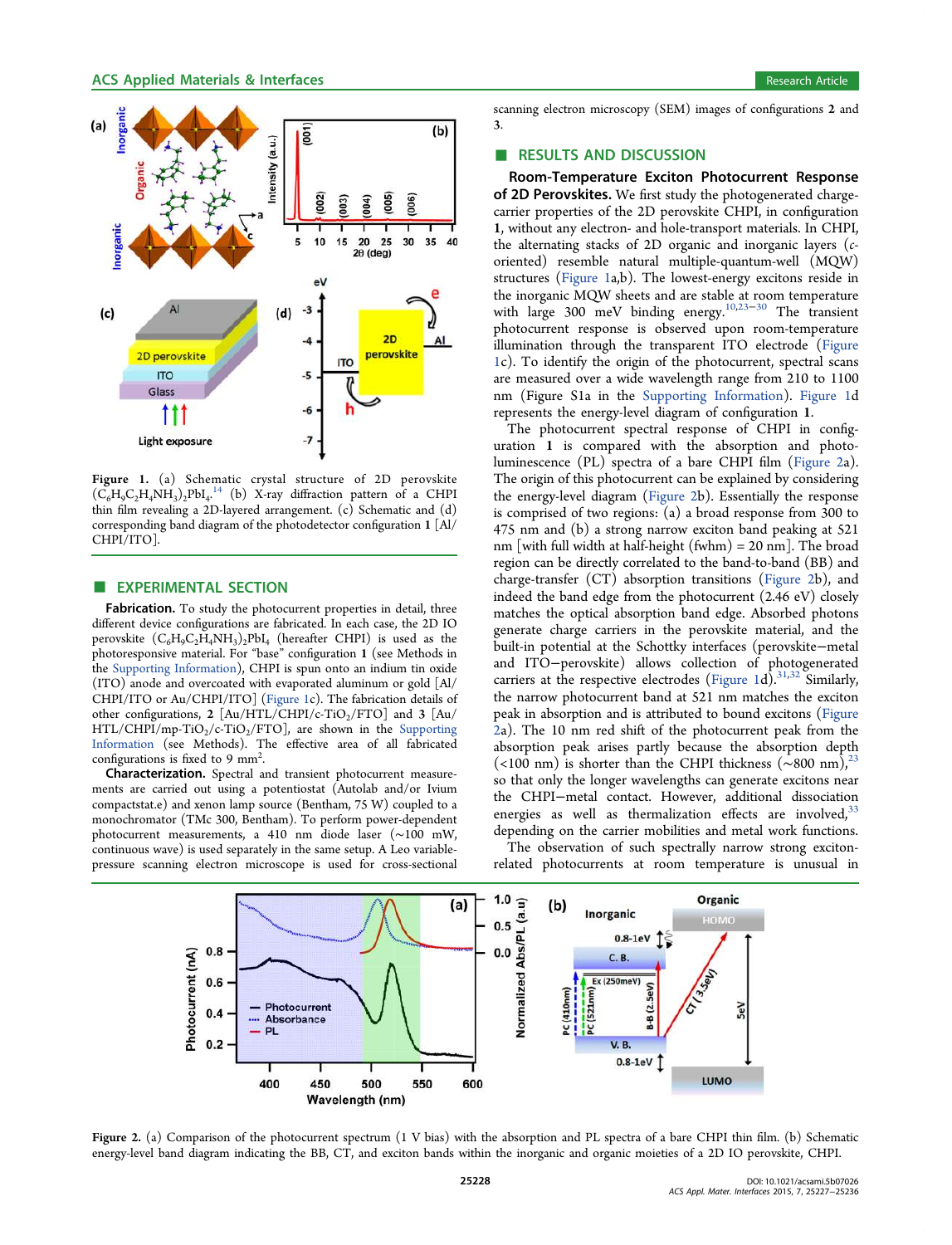Figure 1. (a) Schematic crystal structure of 2D perovskite $(C_6H_9C_2H_4NH_3)_2PbI_4$.[14] (b) X-ray diffraction pattern of a CHPI thin film revealing a 2D-layered arrangement. (c) Schematic and (d) corresponding band diagram of the photodetector configuration 1 [Al/CHPI/ITO].

## EXPERIMENTAL SECTION

**Fabrication.** To study the photocurrent properties in detail, three different device configurations are fabricated. In each case, the 2D IO perovskite $(C_6H_9C_2H_4NH_3)_2PbI_4$ (hereafter CHPI) is used as the photoresponsive material. For "base" configuration **1** (see Methods in the Supporting Information), CHPI is spun onto an indium tin oxide (ITO) anode and overcoated with evaporated aluminum or gold [Al/CHPI/ITO or Au/CHPI/ITO] (Figure 1c). The fabrication details of other configurations, **2** [Au/HTL/CHPI/c-$TiO_2$/FTO] and **3** [Au/HTL/CHPI/mp-$TiO_2$/c-$TiO_2$/FTO], are shown in the Supporting Information (see Methods). The effective area of all fabricated configurations is fixed to 9 $mm^2$.

**Characterization.** Spectral and transient photocurrent measurements are carried out using a potentiostat (Autolab and/or Ivium compactstat.e) and xenon lamp source (Bentham, 75 W) coupled to a monochromator (TMc 300, Bentham). To perform power-dependent photocurrent measurements, a 410 nm diode laser (~100 mW, continuous wave) is used separately in the same setup. A Leo variable-pressure scanning electron microscope is used for cross-sectional scanning electron microscopy (SEM) images of configurations **2** and **3**.

## RESULTS AND DISCUSSION

**Room-Temperature Exciton Photocurrent Response of 2D Perovskites.** We first study the photogenerated charge-carrier properties of the 2D perovskite CHPI, in configuration **1**, without any electron- and hole-transport materials. In CHPI, the alternating stacks of 2D organic and inorganic layers (*c*-oriented) resemble natural multiple-quantum-well (MQW) structures (Figure 1a,b). The lowest-energy excitons reside in the inorganic MQW sheets and are stable at room temperature with large 300 meV binding energy.[10,23−30] The transient photocurrent response is observed upon room-temperature illumination through the transparent ITO electrode (Figure 1c). To identify the origin of the photocurrent, spectral scans are measured over a wide wavelength range from 210 to 1100 nm (Figure S1a in the Supporting Information). Figure 1d represents the energy-level diagram of configuration **1**.

The photocurrent spectral response of CHPI in configuration **1** is compared with the absorption and photoluminescence (PL) spectra of a bare CHPI film (Figure 2a). The origin of this photocurrent can be explained by considering the energy-level diagram (Figure 2b). Essentially the response is comprised of two regions: (a) a broad response from 300 to 475 nm and (b) a strong narrow exciton band peaking at 521 nm [with full width at half-height (fwhm) = 20 nm]. The broad region can be directly correlated to the band-to-band (BB) and charge-transfer (CT) absorption transitions (Figure 2b), and indeed the band edge from the photocurrent (2.46 eV) closely matches the optical absorption band edge. Absorbed photons generate charge carriers in the perovskite material, and the built-in potential at the Schottky interfaces (perovskite−metal and ITO−perovskite) allows collection of photogenerated carriers at the respective electrodes (Figure 1d).[31,32] Similarly, the narrow photocurrent band at 521 nm matches the exciton peak in absorption and is attributed to bound excitons (Figure 2a). The 10 nm red shift of the photocurrent peak from the absorption peak arises partly because the absorption depth (<100 nm) is shorter than the CHPI thickness (~800 nm),[23] so that only the longer wavelengths can generate excitons near the CHPI−metal contact. However, additional dissociation energies as well as thermalization effects are involved,[33] depending on the carrier mobilities and metal work functions.

The observation of such spectrally narrow strong exciton-related photocurrents at room temperature is unusual in

Figure 2. (a) Comparison of the photocurrent spectrum (1 V bias) with the absorption and PL spectra of a bare CHPI thin film. (b) Schematic energy-level band diagram indicating the BB, CT, and exciton bands within the inorganic and organic moieties of a 2D IO perovskite, CHPI.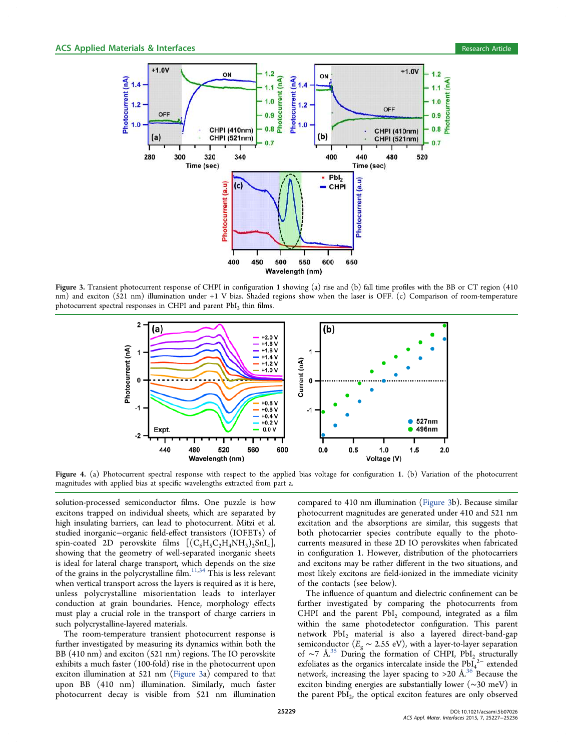Figure 3. Transient photocurrent response of CHPI in configuration **1** showing (a) rise and (b) fall time profiles with the BB or CT region (410 nm) and exciton (521 nm) regions under +1 V bias. Shaded regions show when the laser is OFF. (c) Comparison of room-temperature photocurrent spectral responses in CHPI and parent $PbI_2$ thin films.

Figure 4. (a) Photocurrent spectral response with respect to the applied bias voltage for configuration **1**. (b) Variation of the photocurrent magnitudes with applied bias at specific wavelengths extracted from part a.

solution-processed semiconductor films. One puzzle is how excitons trapped on individual sheets, which are separated by high insulating barriers, can lead to photocurrent. Mitzi et al. studied inorganic−organic field-effect transistors (IOFETs) of spin-coated 2D perovskite films $[(C_6H_5C_2H_4NH_3)_2SnI_4]$, showing that the geometry of well-separated inorganic sheets is ideal for lateral charge transport, which depends on the size of the grains in the polycrystalline film.[11,34] This is less relevant when vertical transport across the layers is required as it is here, unless polycrystalline misorientation leads to interlayer conduction at grain boundaries. Hence, morphology effects must play a crucial role in the transport of charge carriers in such polycrystalline-layered materials.

The room-temperature transient photocurrent response is further investigated by measuring its dynamics within both the BB (410 nm) and exciton (521 nm) regions. The IO perovskite exhibits a much faster (100-fold) rise in the photocurrent upon exciton illumination at 521 nm (Figure 3a) compared to that upon BB (410 nm) illumination. Similarly, much faster photocurrent decay is visible from 521 nm illumination compared to 410 nm illumination (Figure 3b). Because similar photocurrent magnitudes are generated under 410 and 521 nm excitation and the absorptions are similar, this suggests that both photocarrier species contribute equally to the photocurrents measured in these 2D IO perovskites when fabricated in configuration **1**. However, distribution of the photocarriers and excitons may be rather different in the two situations, and most likely excitons are field-ionized in the immediate vicinity of the contacts (see below).

The influence of quantum and dielectric confinement can be further investigated by comparing the photocurrents from CHPI and the parent $PbI_2$ compound, integrated as a film within the same photodetector configuration. This parent network $PbI_2$ material is also a layered direct-band-gap semiconductor ($E_g$ ∼ 2.55 eV), with a layer-to-layer separation of ∼7 Å.[35] During the formation of CHPI, $PbI_2$ structurally exfoliates as the organics intercalate inside the $PbI_4^{2-}$ extended network, increasing the layer spacing to >20 Å.[36] Because the exciton binding energies are substantially lower (∼30 meV) in the parent $PbI_2$, the optical exciton features are only observed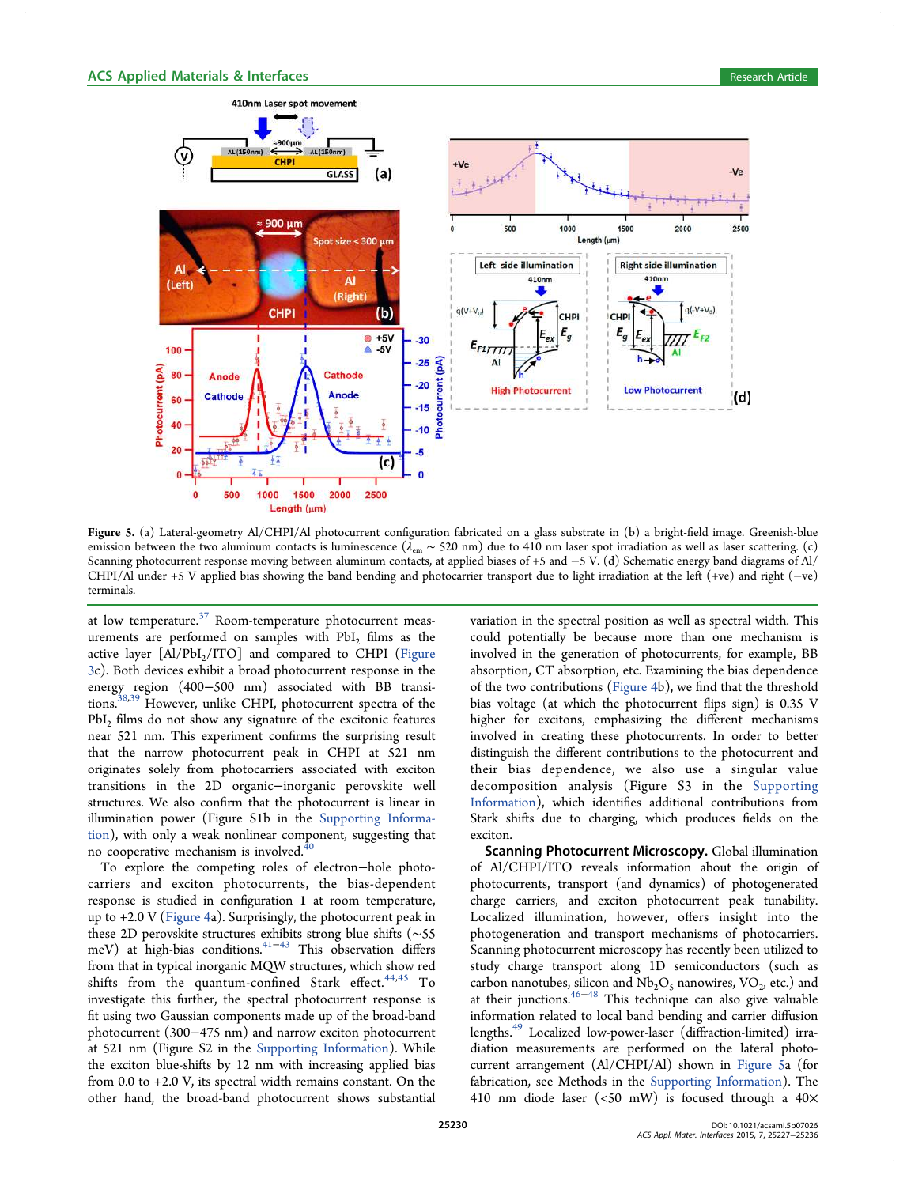Figure 5. (a) Lateral-geometry Al/CHPI/Al photocurrent configuration fabricated on a glass substrate in (b) a bright-field image. Greenish-blue emission between the two aluminum contacts is luminescence ($\lambda_{em} \sim 520$ nm) due to 410 nm laser spot irradiation as well as laser scattering. (c) Scanning photocurrent response moving between aluminum contacts, at applied biases of +5 and −5 V. (d) Schematic energy band diagrams of Al/CHPI/Al under +5 V applied bias showing the band bending and photocarrier transport due to light irradiation at the left (+ve) and right (−ve) terminals.

at low temperature.[37] Room-temperature photocurrent measurements are performed on samples with $PbI_2$ films as the active layer [Al/$PbI_2$/ITO] and compared to CHPI (Figure 3c). Both devices exhibit a broad photocurrent response in the energy region (400−500 nm) associated with BB transitions.[38,39] However, unlike CHPI, photocurrent spectra of the $PbI_2$ films do not show any signature of the excitonic features near 521 nm. This experiment confirms the surprising result that the narrow photocurrent peak in CHPI at 521 nm originates solely from photocarriers associated with exciton transitions in the 2D organic−inorganic perovskite well structures. We also confirm that the photocurrent is linear in illumination power (Figure S1b in the Supporting Information), with only a weak nonlinear component, suggesting that no cooperative mechanism is involved.[40]

To explore the competing roles of electron−hole photocarriers and exciton photocurrents, the bias-dependent response is studied in configuration 1 at room temperature, up to +2.0 V (Figure 4a). Surprisingly, the photocurrent peak in these 2D perovskite structures exhibits strong blue shifts (~55 meV) at high-bias conditions.[41−43] This observation differs from that in typical inorganic MQW structures, which show red shifts from the quantum-confined Stark effect.[44,45] To investigate this further, the spectral photocurrent response is fit using two Gaussian components made up of the broad-band photocurrent (300−475 nm) and narrow exciton photocurrent at 521 nm (Figure S2 in the Supporting Information). While the exciton blue-shifts by 12 nm with increasing applied bias from 0.0 to +2.0 V, its spectral width remains constant. On the other hand, the broad-band photocurrent shows substantial variation in the spectral position as well as spectral width. This could potentially be because more than one mechanism is involved in the generation of photocurrents, for example, BB absorption, CT absorption, etc. Examining the bias dependence of the two contributions (Figure 4b), we find that the threshold bias voltage (at which the photocurrent flips sign) is 0.35 V higher for excitons, emphasizing the different mechanisms involved in creating these photocurrents. In order to better distinguish the different contributions to the photocurrent and their bias dependence, we also use a singular value decomposition analysis (Figure S3 in the Supporting Information), which identifies additional contributions from Stark shifts due to charging, which produces fields on the exciton.

**Scanning Photocurrent Microscopy.** Global illumination of Al/CHPI/ITO reveals information about the origin of photocurrents, transport (and dynamics) of photogenerated charge carriers, and exciton photocurrent peak tunability. Localized illumination, however, offers insight into the photogeneration and transport mechanisms of photocarriers. Scanning photocurrent microscopy has recently been utilized to study charge transport along 1D semiconductors (such as carbon nanotubes, silicon and $Nb_2O_5$ nanowires, $VO_2$, etc.) and at their junctions.[46−48] This technique can also give valuable information related to local band bending and carrier diffusion lengths.[49] Localized low-power-laser (diffraction-limited) irradiation measurements are performed on the lateral photocurrent arrangement (Al/CHPI/Al) shown in Figure 5a (for fabrication, see Methods in the Supporting Information). The 410 nm diode laser (<50 mW) is focused through a 40×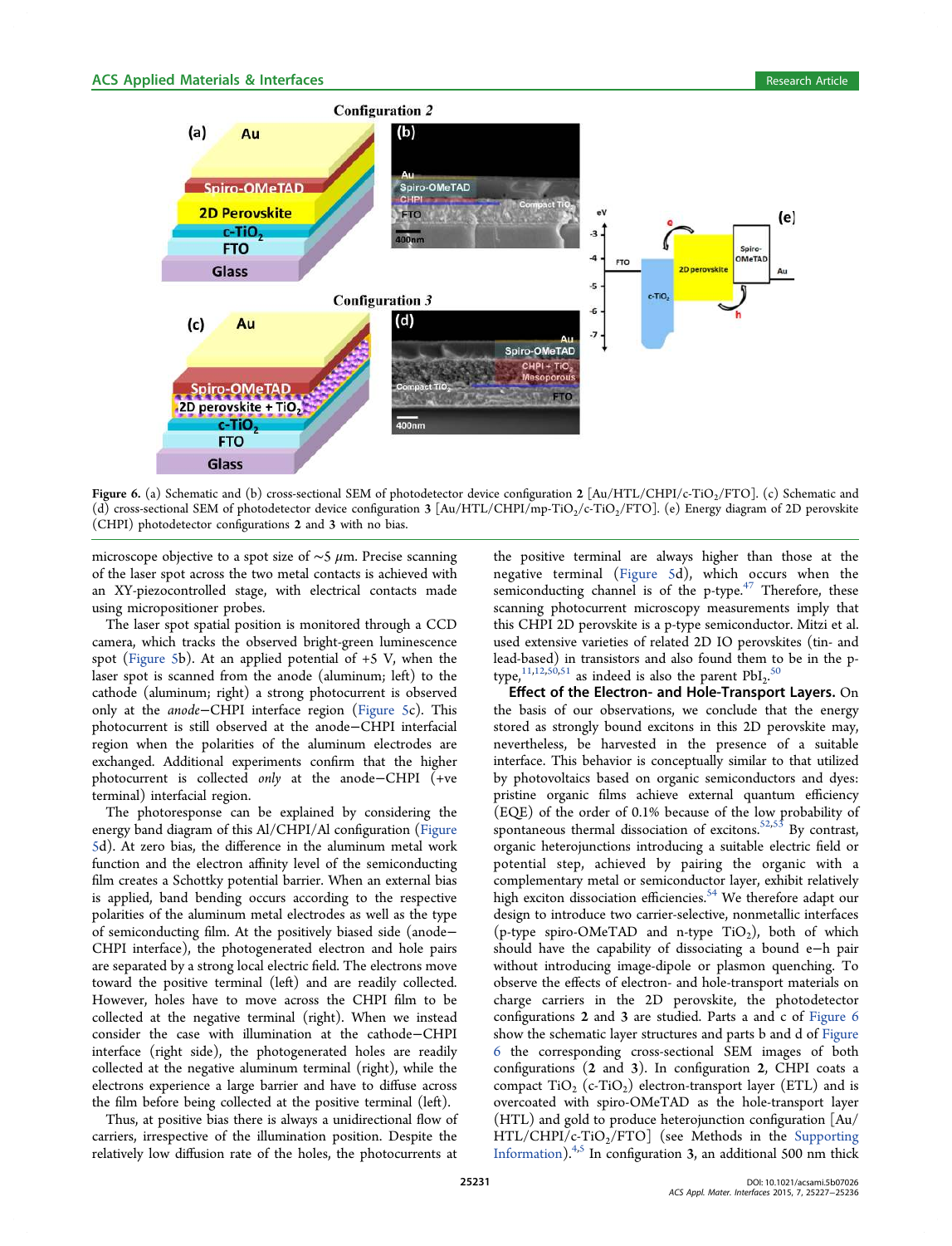Figure 6. (a) Schematic and (b) cross-sectional SEM of photodetector device configuration 2 [Au/HTL/CHPI/c-$TiO_2$/FTO]. (c) Schematic and (d) cross-sectional SEM of photodetector device configuration 3 [Au/HTL/CHPI/mp-$TiO_2$/c-$TiO_2$/FTO]. (e) Energy diagram of 2D perovskite (CHPI) photodetector configurations 2 and 3 with no bias.

microscope objective to a spot size of ~5 $\mu$m. Precise scanning of the laser spot across the two metal contacts is achieved with an XY-piezocontrolled stage, with electrical contacts made using micropositioner probes.

The laser spot spatial position is monitored through a CCD camera, which tracks the observed bright-green luminescence spot (Figure 5b). At an applied potential of +5 V, when the laser spot is scanned from the anode (aluminum; left) to the cathode (aluminum; right) a strong photocurrent is observed only at the *anode*−CHPI interface region (Figure 5c). This photocurrent is still observed at the anode−CHPI interfacial region when the polarities of the aluminum electrodes are exchanged. Additional experiments confirm that the higher photocurrent is collected *only* at the anode−CHPI (+ve terminal) interfacial region.

The photoresponse can be explained by considering the energy band diagram of this Al/CHPI/Al configuration (Figure 5d). At zero bias, the difference in the aluminum metal work function and the electron affinity level of the semiconducting film creates a Schottky potential barrier. When an external bias is applied, band bending occurs according to the respective polarities of the aluminum metal electrodes as well as the type of semiconducting film. At the positively biased side (anode−CHPI interface), the photogenerated electron and hole pairs are separated by a strong local electric field. The electrons move toward the positive terminal (left) and are readily collected. However, holes have to move across the CHPI film to be collected at the negative terminal (right). When we instead consider the case with illumination at the cathode−CHPI interface (right side), the photogenerated holes are readily collected at the negative aluminum terminal (right), while the electrons experience a large barrier and have to diffuse across the film before being collected at the positive terminal (left).

Thus, at positive bias there is always a unidirectional flow of carriers, irrespective of the illumination position. Despite the relatively low diffusion rate of the holes, the photocurrents at the positive terminal are always higher than those at the negative terminal (Figure 5d), which occurs when the semiconducting channel is of the p-type.[47] Therefore, these scanning photocurrent microscopy measurements imply that this CHPI 2D perovskite is a p-type semiconductor. Mitzi et al. used extensive varieties of related 2D IO perovskites (tin- and lead-based) in transistors and also found them to be in the p-type,[11,12,50,51] as indeed is also the parent $PbI_2$.[50]

**Effect of the Electron- and Hole-Transport Layers.** On the basis of our observations, we conclude that the energy stored as strongly bound excitons in this 2D perovskite may, nevertheless, be harvested in the presence of a suitable interface. This behavior is conceptually similar to that utilized by photovoltaics based on organic semiconductors and dyes: pristine organic films achieve external quantum efficiency (EQE) of the order of 0.1% because of the low probability of spontaneous thermal dissociation of excitons.[52,53] By contrast, organic heterojunctions introducing a suitable electric field or potential step, achieved by pairing the organic with a complementary metal or semiconductor layer, exhibit relatively high exciton dissociation efficiencies.[54] We therefore adapt our design to introduce two carrier-selective, nonmetallic interfaces (p-type spiro-OMeTAD and n-type $TiO_2$), both of which should have the capability of dissociating a bound e−h pair without introducing image-dipole or plasmon quenching. To observe the effects of electron- and hole-transport materials on charge carriers in the 2D perovskite, the photodetector configurations 2 and 3 are studied. Parts a and c of Figure 6 show the schematic layer structures and parts b and d of Figure 6 the corresponding cross-sectional SEM images of both configurations (2 and 3). In configuration 2, CHPI coats a compact $TiO_2$ (c-$TiO_2$) electron-transport layer (ETL) and is overcoated with spiro-OMeTAD as the hole-transport layer (HTL) and gold to produce heterojunction configuration [Au/HTL/CHPI/c-$TiO_2$/FTO] (see Methods in the Supporting Information).[4,5] In configuration 3, an additional 500 nm thick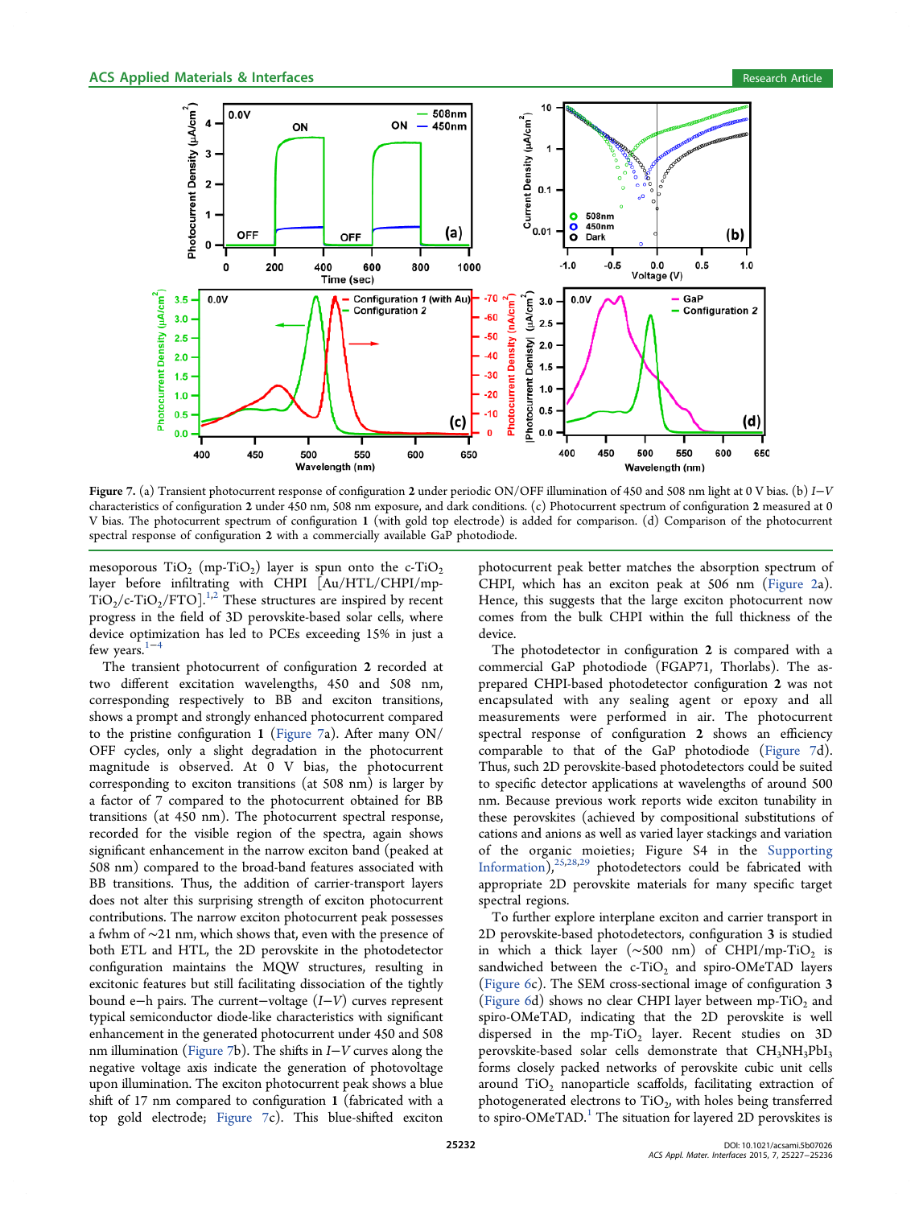Figure 7. (a) Transient photocurrent response of configuration **2** under periodic ON/OFF illumination of 450 and 508 nm light at 0 V bias. (b) *I*−*V* characteristics of configuration **2** under 450 nm, 508 nm exposure, and dark conditions. (c) Photocurrent spectrum of configuration **2** measured at 0 V bias. The photocurrent spectrum of configuration **1** (with gold top electrode) is added for comparison. (d) Comparison of the photocurrent spectral response of configuration **2** with a commercially available GaP photodiode.

mesoporous $TiO_2$ (mp-$TiO_2$) layer is spun onto the c-$TiO_2$ layer before infiltrating with CHPI [Au/HTL/CHPI/mp-$TiO_2$/c-$TiO_2$/FTO].[1,2] These structures are inspired by recent progress in the field of 3D perovskite-based solar cells, where device optimization has led to PCEs exceeding 15% in just a few years.[1−4]

The transient photocurrent of configuration **2** recorded at two different excitation wavelengths, 450 and 508 nm, corresponding respectively to BB and exciton transitions, shows a prompt and strongly enhanced photocurrent compared to the pristine configuration **1** (Figure 7a). After many ON/OFF cycles, only a slight degradation in the photocurrent magnitude is observed. At 0 V bias, the photocurrent corresponding to exciton transitions (at 508 nm) is larger by a factor of 7 compared to the photocurrent obtained for BB transitions (at 450 nm). The photocurrent spectral response, recorded for the visible region of the spectra, again shows significant enhancement in the narrow exciton band (peaked at 508 nm) compared to the broad-band features associated with BB transitions. Thus, the addition of carrier-transport layers does not alter this surprising strength of exciton photocurrent contributions. The narrow exciton photocurrent peak possesses a fwhm of ∼21 nm, which shows that, even with the presence of both ETL and HTL, the 2D perovskite in the photodetector configuration maintains the MQW structures, resulting in excitonic features but still facilitating dissociation of the tightly bound e−h pairs. The current−voltage (*I*−*V*) curves represent typical semiconductor diode-like characteristics with significant enhancement in the generated photocurrent under 450 and 508 nm illumination (Figure 7b). The shifts in *I*−*V* curves along the negative voltage axis indicate the generation of photovoltage upon illumination. The exciton photocurrent peak shows a blue shift of 17 nm compared to configuration **1** (fabricated with a top gold electrode; Figure 7c). This blue-shifted exciton photocurrent peak better matches the absorption spectrum of CHPI, which has an exciton peak at 506 nm (Figure 2a). Hence, this suggests that the large exciton photocurrent now comes from the bulk CHPI within the full thickness of the device.

The photodetector in configuration **2** is compared with a commercial GaP photodiode (FGAP71, Thorlabs). The as-prepared CHPI-based photodetector configuration **2** was not encapsulated with any sealing agent or epoxy and all measurements were performed in air. The photocurrent spectral response of configuration **2** shows an efficiency comparable to that of the GaP photodiode (Figure 7d). Thus, such 2D perovskite-based photodetectors could be suited to specific detector applications at wavelengths of around 500 nm. Because previous work reports wide exciton tunability in these perovskites (achieved by compositional substitutions of cations and anions as well as varied layer stackings and variation of the organic moieties; Figure S4 in the Supporting Information),[25,28,29] photodetectors could be fabricated with appropriate 2D perovskite materials for many specific target spectral regions.

To further explore interplane exciton and carrier transport in 2D perovskite-based photodetectors, configuration **3** is studied in which a thick layer (∼500 nm) of CHPI/mp-$TiO_2$ is sandwiched between the c-$TiO_2$ and spiro-OMeTAD layers (Figure 6c). The SEM cross-sectional image of configuration **3** (Figure 6d) shows no clear CHPI layer between mp-$TiO_2$ and spiro-OMeTAD, indicating that the 2D perovskite is well dispersed in the mp-$TiO_2$ layer. Recent studies on 3D perovskite-based solar cells demonstrate that $CH_3NH_3PbI_3$ forms closely packed networks of perovskite cubic unit cells around $TiO_2$ nanoparticle scaffolds, facilitating extraction of photogenerated electrons to $TiO_2$, with holes being transferred to spiro-OMeTAD.[1] The situation for layered 2D perovskites is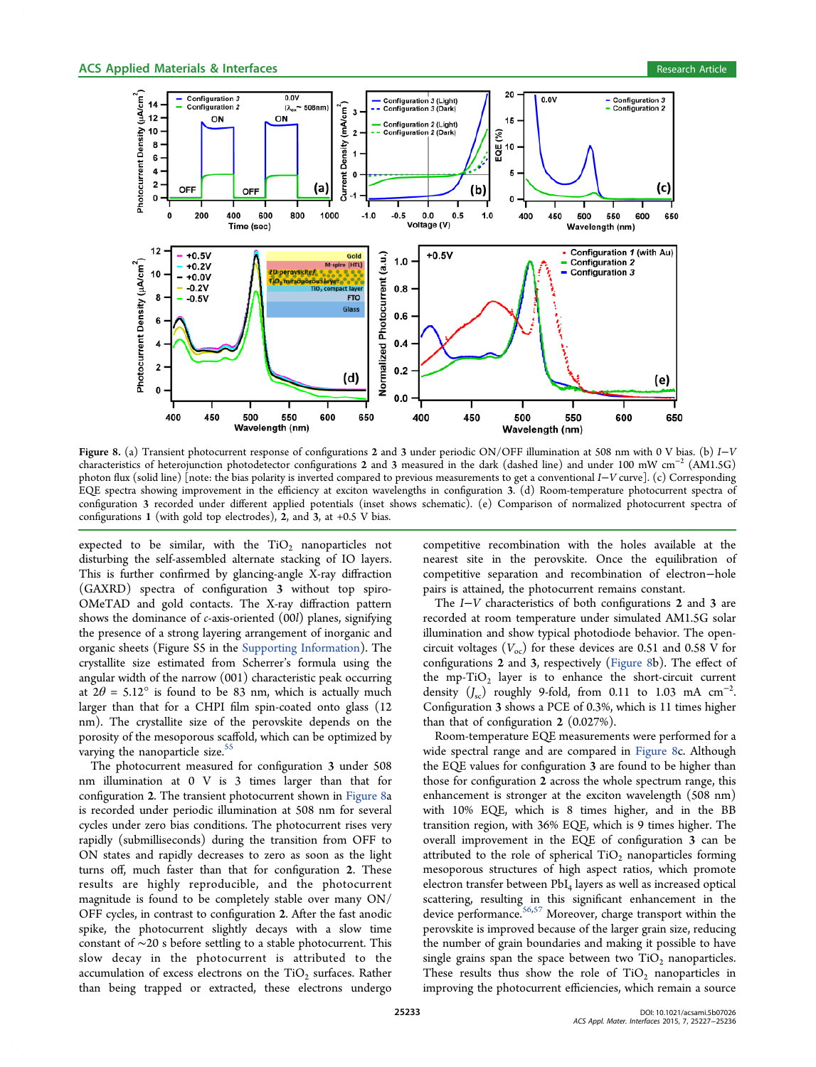**Figure 8.** (a) Transient photocurrent response of configurations **2** and **3** under periodic ON/OFF illumination at 508 nm with 0 V bias. (b) *I*–*V* characteristics of heterojunction photodetector configurations **2** and **3** measured in the dark (dashed line) and under 100 mW $cm^{-2}$ (AM1.5G) photon flux (solid line) [note: the bias polarity is inverted compared to previous measurements to get a conventional *I*–*V* curve]. (c) Corresponding EQE spectra showing improvement in the efficiency at exciton wavelengths in configuration **3**. (d) Room-temperature photocurrent spectra of configuration **3** recorded under different applied potentials (inset shows schematic). (e) Comparison of normalized photocurrent spectra of configurations **1** (with gold top electrodes), **2**, and **3**, at +0.5 V bias.

expected to be similar, with the $TiO_2$ nanoparticles not disturbing the self-assembled alternate stacking of IO layers. This is further confirmed by glancing-angle X-ray diffraction (GAXRD) spectra of configuration **3** without top spiro-OMeTAD and gold contacts. The X-ray diffraction pattern shows the dominance of *c*-axis-oriented (00*l*) planes, signifying the presence of a strong layering arrangement of inorganic and organic sheets (Figure S5 in the Supporting Information). The crystallite size estimated from Scherrer's formula using the angular width of the narrow (001) characteristic peak occurring at $2\theta = 5.12°$ is found to be 83 nm, which is actually much larger than that for a CHPI film spin-coated onto glass (12 nm). The crystallite size of the perovskite depends on the porosity of the mesoporous scaffold, which can be optimized by varying the nanoparticle size.[55]

The photocurrent measured for configuration **3** under 508 nm illumination at 0 V is 3 times larger than that for configuration **2**. The transient photocurrent shown in Figure 8a is recorded under periodic illumination at 508 nm for several cycles under zero bias conditions. The photocurrent rises very rapidly (submilliseconds) during the transition from OFF to ON states and rapidly decreases to zero as soon as the light turns off, much faster than that for configuration **2**. These results are highly reproducible, and the photocurrent magnitude is found to be completely stable over many ON/OFF cycles, in contrast to configuration **2**. After the fast anodic spike, the photocurrent slightly decays with a slow time constant of ~20 s before settling to a stable photocurrent. This slow decay in the photocurrent is attributed to the accumulation of excess electrons on the $TiO_2$ surfaces. Rather than being trapped or extracted, these electrons undergo competitive recombination with the holes available at the nearest site in the perovskite. Once the equilibration of competitive separation and recombination of electron–hole pairs is attained, the photocurrent remains constant.

The *I*–*V* characteristics of both configurations **2** and **3** are recorded at room temperature under simulated AM1.5G solar illumination and show typical photodiode behavior. The open-circuit voltages ($V_{oc}$) for these devices are 0.51 and 0.58 V for configurations **2** and **3**, respectively (Figure 8b). The effect of the mp-$TiO_2$ layer is to enhance the short-circuit current density ($J_{sc}$) roughly 9-fold, from 0.11 to 1.03 mA $cm^{-2}$. Configuration **3** shows a PCE of 0.3%, which is 11 times higher than that of configuration **2** (0.027%).

Room-temperature EQE measurements were performed for a wide spectral range and are compared in Figure 8c. Although the EQE values for configuration **3** are found to be higher than those for configuration **2** across the whole spectrum range, this enhancement is stronger at the exciton wavelength (508 nm) with 10% EQE, which is 8 times higher, and in the BB transition region, with 36% EQE, which is 9 times higher. The overall improvement in the EQE of configuration **3** can be attributed to the role of spherical $TiO_2$ nanoparticles forming mesoporous structures of high aspect ratios, which promote electron transfer between $PbI_4$ layers as well as increased optical scattering, resulting in this significant enhancement in the device performance.[56,57] Moreover, charge transport within the perovskite is improved because of the larger grain size, reducing the number of grain boundaries and making it possible to have single grains span the space between two $TiO_2$ nanoparticles. These results thus show the role of $TiO_2$ nanoparticles in improving the photocurrent efficiencies, which remain a source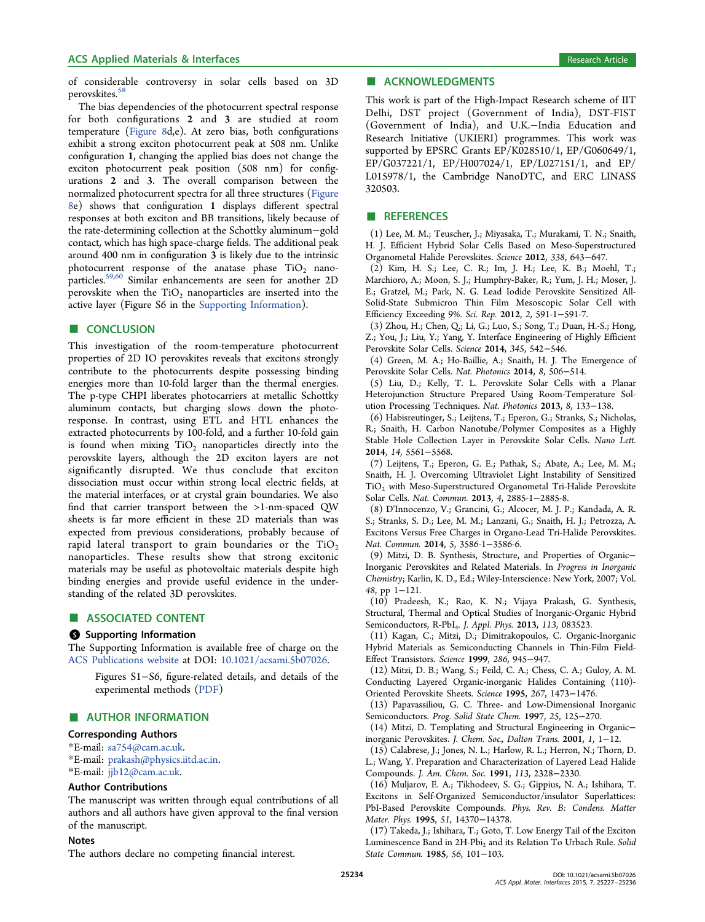of considerable controversy in solar cells based on 3D perovskites.[58]

The bias dependencies of the photocurrent spectral response for both configurations **2** and **3** are studied at room temperature (Figure 8d,e). At zero bias, both configurations exhibit a strong exciton photocurrent peak at 508 nm. Unlike configuration **1**, changing the applied bias does not change the exciton photocurrent peak position (508 nm) for configurations **2** and **3**. The overall comparison between the normalized photocurrent spectra for all three structures (Figure 8e) shows that configuration **1** displays different spectral responses at both exciton and BB transitions, likely because of the rate-determining collection at the Schottky aluminum–gold contact, which has high space-charge fields. The additional peak around 400 nm in configuration **3** is likely due to the intrinsic photocurrent response of the anatase phase $TiO_2$ nanoparticles.[59,60] Similar enhancements are seen for another 2D perovskite when the $TiO_2$ nanoparticles are inserted into the active layer (Figure S6 in the Supporting Information).

## CONCLUSION

This investigation of the room-temperature photocurrent properties of 2D IO perovskites reveals that excitons strongly contribute to the photocurrents despite possessing binding energies more than 10-fold larger than the thermal energies. The p-type CHPI liberates photocarriers at metallic Schottky aluminum contacts, but charging slows down the photoresponse. In contrast, using ETL and HTL enhances the extracted photocurrents by 100-fold, and a further 10-fold gain is found when mixing $TiO_2$ nanoparticles directly into the perovskite layers, although the 2D exciton layers are not significantly disrupted. We thus conclude that exciton dissociation must occur within strong local electric fields, at the material interfaces, or at crystal grain boundaries. We also find that carrier transport between the >1-nm-spaced QW sheets is far more efficient in these 2D materials than was expected from previous considerations, probably because of rapid lateral transport to grain boundaries or the $TiO_2$ nanoparticles. These results show that strong excitonic materials may be useful as photovoltaic materials despite high binding energies and provide useful evidence in the understanding of the related 3D perovskites.

## ASSOCIATED CONTENT

### Supporting Information

The Supporting Information is available free of charge on the ACS Publications website at DOI: 10.1021/acsami.5b07026.

Figures S1–S6, figure-related details, and details of the experimental methods (PDF)

## AUTHOR INFORMATION

### Corresponding Authors

*E-mail: sa754@cam.ac.uk.

*E-mail: prakash@physics.iitd.ac.in.

*E-mail: jjb12@cam.ac.uk.

### Author Contributions

The manuscript was written through equal contributions of all authors and all authors have given approval to the final version of the manuscript.

### Notes

The authors declare no competing financial interest.

## ACKNOWLEDGMENTS

This work is part of the High-Impact Research scheme of IIT Delhi, DST project (Government of India), DST-FIST (Government of India), and U.K.–India Education and Research Initiative (UKIERI) programmes. This work was supported by EPSRC Grants EP/K028510/1, EP/G060649/1, EP/G037221/1, EP/H007024/1, EP/L027151/1, and EP/L015978/1, the Cambridge NanoDTC, and ERC LINASS 320503.

## REFERENCES

(1) Lee, M. M.; Teuscher, J.; Miyasaka, T.; Murakami, T. N.; Snaith, H. J. Efficient Hybrid Solar Cells Based on Meso-Superstructured Organometal Halide Perovskites. *Science* **2012**, *338*, 643–647.

(2) Kim, H. S.; Lee, C. R.; Im, J. H.; Lee, K. B.; Moehl, T.; Marchioro, A.; Moon, S. J.; Humphry-Baker, R.; Yum, J. H.; Moser, J. E.; Gratzel, M.; Park, N. G. Lead Iodide Perovskite Sensitized All-Solid-State Submicron Thin Film Mesoscopic Solar Cell with Efficiency Exceeding 9%. *Sci. Rep.* **2012**, *2*, 591-1–591-7.

(3) Zhou, H.; Chen, Q.; Li, G.; Luo, S.; Song, T.; Duan, H.-S.; Hong, Z.; You, J.; Liu, Y.; Yang, Y. Interface Engineering of Highly Efficient Perovskite Solar Cells. *Science* **2014**, *345*, 542–546.

(4) Green, M. A.; Ho-Baillie, A.; Snaith, H. J. The Emergence of Perovskite Solar Cells. *Nat. Photonics* **2014**, *8*, 506–514.

(5) Liu, D.; Kelly, T. L. Perovskite Solar Cells with a Planar Heterojunction Structure Prepared Using Room-Temperature Solution Processing Techniques. *Nat. Photonics* **2013**, *8*, 133–138.

(6) Habisreutinger, S.; Leijtens, T.; Eperon, G.; Stranks, S.; Nicholas, R.; Snaith, H. Carbon Nanotube/Polymer Composites as a Highly Stable Hole Collection Layer in Perovskite Solar Cells. *Nano Lett.* **2014**, *14*, 5561–5568.

(7) Leijtens, T.; Eperon, G. E.; Pathak, S.; Abate, A.; Lee, M. M.; Snaith, H. J. Overcoming Ultraviolet Light Instability of Sensitized $TiO_2$ with Meso-Superstructured Organometal Tri-Halide Perovskite Solar Cells. *Nat. Commun.* **2013**, *4*, 2885-1–2885-8.

(8) D'Innocenzo, V.; Grancini, G.; Alcocer, M. J. P.; Kandada, A. R. S.; Stranks, S. D.; Lee, M. M.; Lanzani, G.; Snaith, H. J.; Petrozza, A. Excitons Versus Free Charges in Organo-Lead Tri-Halide Perovskites. *Nat. Commun.* **2014**, *5*, 3586-1–3586-6.

(9) Mitzi, D. B. Synthesis, Structure, and Properties of Organic–Inorganic Perovskites and Related Materials. In *Progress in Inorganic Chemistry*; Karlin, K. D., Ed.; Wiley-Interscience: New York, 2007; Vol. *48*, pp 1–121.

(10) Pradeesh, K.; Rao, K. N.; Vijaya Prakash, G. Synthesis, Structural, Thermal and Optical Studies of Inorganic-Organic Hybrid Semiconductors, R-$PbI_4$. *J. Appl. Phys.* **2013**, *113*, 083523.

(11) Kagan, C.; Mitzi, D.; Dimitrakopoulos, C. Organic-Inorganic Hybrid Materials as Semiconducting Channels in Thin-Film Field-Effect Transistors. *Science* **1999**, *286*, 945–947.

(12) Mitzi, D. B.; Wang, S.; Feild, C. A.; Chess, C. A.; Guloy, A. M. Conducting Layered Organic-inorganic Halides Containing (110)-Oriented Perovskite Sheets. *Science* **1995**, *267*, 1473–1476.

(13) Papavassiliou, G. C. Three- and Low-Dimensional Inorganic Semiconductors. *Prog. Solid State Chem.* **1997**, *25*, 125–270.

(14) Mitzi, D. Templating and Structural Engineering in Organic–inorganic Perovskites. *J. Chem. Soc., Dalton Trans.* **2001**, *1*, 1–12.

(15) Calabrese, J.; Jones, N. L.; Harlow, R. L.; Herron, N.; Thorn, D. L.; Wang, Y. Preparation and Characterization of Layered Lead Halide Compounds. *J. Am. Chem. Soc.* **1991**, *113*, 2328–2330.

(16) Muljarov, E. A.; Tikhodeev, S. G.; Gippius, N. A.; Ishihara, T. Excitons in Self-Organized Semiconductor/insulator Superlattices: PbI-Based Perovskite Compounds. *Phys. Rev. B: Condens. Matter Mater. Phys.* **1995**, *51*, 14370–14378.

(17) Takeda, J.; Ishihara, T.; Goto, T. Low Energy Tail of the Exciton Luminescence Band in 2H-$PbI_2$ and its Relation To Urbach Rule. *Solid State Commun.* **1985**, *56*, 101–103.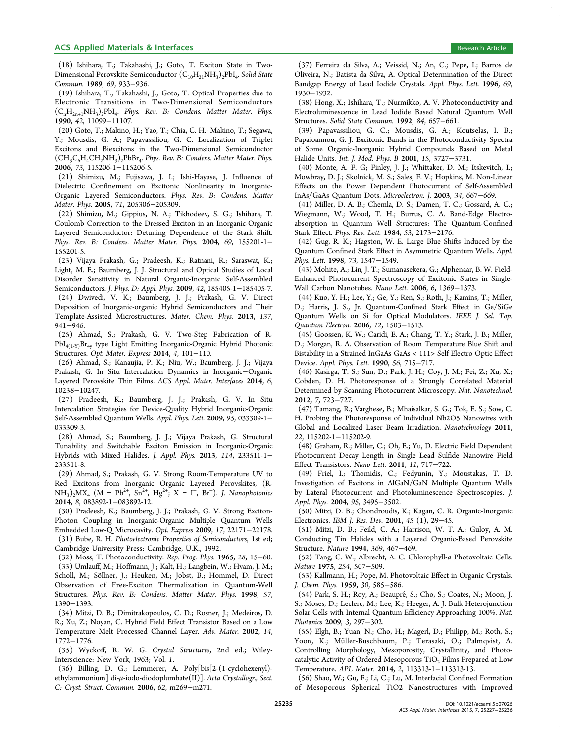(18) Ishihara, T.; Takahashi, J.; Goto, T. Exciton State in Two-Dimensional Perovskite Semiconductor $(C_{10}H_{21}NH_3)_2PbI_4$. *Solid State Commun.* **1989**, *69*, 933−936.

(19) Ishihara, T.; Takahashi, J.; Goto, T. Optical Properties due to Electronic Transitions in Two-Dimensional Semiconductors $(C_nH_{2n+1}NH_3)_2PbI_4$. *Phys. Rev. B: Condens. Matter Mater. Phys.* **1990**, *42*, 11099−11107.

(20) Goto, T.; Makino, H.; Yao, T.; Chia, C. H.; Makino, T.; Segawa, Y.; Mousdis, G. A.; Papavassiliou, G. C. Localization of Triplet Excitons and Biexcitons in the Two-Dimensional Semiconductor $(CH_3C_6H_4CH_2NH_3)_2PbBr_4$. *Phys. Rev. B: Condens. Matter Mater. Phys.* **2006**, *73*, 115206-1−115206-5.

(21) Shimizu, M.; Fujisawa, J. I.; Ishi-Hayase, J. Influence of Dielectric Confinement on Excitonic Nonlinearity in Inorganic-Organic Layered Semiconductors. *Phys. Rev. B: Condens. Matter Mater. Phys.* **2005**, *71*, 205306−205309.

(22) Shimizu, M.; Gippius, N. A.; Tikhodeev, S. G.; Ishihara, T. Coulomb Correction to the Dressed Exciton in an Inorganic-Organic Layered Semiconductor: Detuning Dependence of the Stark Shift. *Phys. Rev. B: Condens. Matter Mater. Phys.* **2004**, *69*, 155201-1−155201-5.

(23) Vijaya Prakash, G.; Pradeesh, K.; Ratnani, R.; Saraswat, K.; Light, M. E.; Baumberg, J. J. Structural and Optical Studies of Local Disorder Sensitivity in Natural Organic-Inorganic Self-Assembled Semiconductors. *J. Phys. D: Appl. Phys.* **2009**, *42*, 185405-1−185405-7.

(24) Dwivedi, V. K.; Baumberg, J. J.; Prakash, G. V. Direct Deposition of Inorganic-organic Hybrid Semiconductors and Their Template-Assisted Microstructures. *Mater. Chem. Phys.* **2013**, *137*, 941−946.

(25) Ahmad, S.; Prakash, G. V. Two-Step Fabrication of R-$PbI_{4(1-Y)}Br_{4y}$ type Light Emitting Inorganic-Organic Hybrid Photonic Structures. *Opt. Mater. Express* **2014**, *4*, 101−110.

(26) Ahmad, S.; Kanaujia, P. K.; Niu, W.; Baumberg, J. J.; Vijaya Prakash, G. In Situ Intercalation Dynamics in Inorganic−Organic Layered Perovskite Thin Films. *ACS Appl. Mater. Interfaces* **2014**, *6*, 10238−10247.

(27) Pradeesh, K.; Baumberg, J. J.; Prakash, G. V. In Situ Intercalation Strategies for Device-Quality Hybrid Inorganic-Organic Self-Assembled Quantum Wells. *Appl. Phys. Lett.* **2009**, *95*, 033309-1−033309-3.

(28) Ahmad, S.; Baumberg, J. J.; Vijaya Prakash, G. Structural Tunability and Switchable Exciton Emission in Inorganic-Organic Hybrids with Mixed Halides. *J. Appl. Phys.* **2013**, *114*, 233511-1−233511-8.

(29) Ahmad, S.; Prakash, G. V. Strong Room-Temperature UV to Red Excitons from Inorganic Organic Layered Perovskites, $(R\text{-}NH_3)_2MX_4$ ($M = Pb^{2+}, Sn^{2+}, Hg^{2+}$; $X = I^-, Br^-$). *J. Nanophotonics* **2014**, *8*, 083892-1−083892-12.

(30) Pradeesh, K.; Baumberg, J. J.; Prakash, G. V. Strong Exciton-Photon Coupling in Inorganic-Organic Multiple Quantum Wells Embedded Low-Q Microcavity. *Opt. Express* **2009**, *17*, 22171−22178.

(31) Bube, R. H. *Photoelectronic Properties of Semiconductors*, 1st ed; Cambridge University Press: Cambridge, U.K., 1992.

(32) Moss, T. Photoconductivity. *Rep. Prog. Phys.* **1965**, *28*, 15−60.

(33) Umlauff, M.; Hoffmann, J.; Kalt, H.; Langbein, W.; Hvam, J. M.; Scholl, M.; Söllner, J.; Heuken, M.; Jobst, B.; Hommel, D. Direct Observation of Free-Exciton Thermalization in Quantum-Well Structures. *Phys. Rev. B: Condens. Matter Mater. Phys.* **1998**, *57*, 1390−1393.

(34) Mitzi, D. B.; Dimitrakopoulos, C. D.; Rosner, J.; Medeiros, D. R.; Xu, Z.; Noyan, C. Hybrid Field Effect Transistor Based on a Low Temperature Melt Processed Channel Layer. *Adv. Mater.* **2002**, *14*, 1772−1776.

(35) Wyckoff, R. W. G. *Crystal Structures*, 2nd ed.; Wiley-Interscience: New York, 1963; Vol. *1*.

(36) Billing, D. G.; Lemmerer, A. Poly[bis[2-(1-cyclohexenyl)-ethylammonium] di-μ-iodo-diodoplumbate(II)]. *Acta Crystallogr., Sect. C: Cryst. Struct. Commun.* **2006**, *62*, m269−m271.

(37) Ferreira da Silva, A.; Veissid, N.; An, C.; Pepe, I.; Barros de Oliveira, N.; Batista da Silva, A. Optical Determination of the Direct Bandgap Energy of Lead Iodide Crystals. *Appl. Phys. Lett.* **1996**, *69*, 1930−1932.

(38) Hong, X.; Ishihara, T.; Nurmikko, A. V. Photoconductivity and Electroluminescence in Lead Iodide Based Natural Quantum Well Structures. *Solid State Commun.* **1992**, *84*, 657−661.

(39) Papavassiliou, G. C.; Mousdis, G. A.; Koutselas, I. B.; Papaioannou, G. J. Excitonic Bands in the Photoconductivity Spectra of Some Organic-Inorganic Hybrid Compounds Based on Metal Halide Units. *Int. J. Mod. Phys. B* **2001**, *15*, 3727−3731.

(40) Monte, A. F. G; Finley, J. J.; Whittaker, D. M.; Itskevitch, I.; Mowbray, D. J.; Skolnick, M. S.; Sales, F. V.; Hopkins, M. Non-Linear Effects on the Power Dependent Photocurrent of Self-Assembled InAs/GaAs Quantum Dots. *Microelectron. J.* **2003**, *34*, 667−669.

(41) Miller, D. A. B.; Chemla, D. S.; Damen, T. C.; Gossard, A. C.; Wiegmann, W.; Wood, T. H.; Burrus, C. A. Band-Edge Electroabsorption in Quantum Well Structures: The Quantum-Confined Stark Effect. *Phys. Rev. Lett.* **1984**, *53*, 2173−2176.

(42) Gug, R. K.; Hagston, W. E. Large Blue Shifts Induced by the Quantum Confined Stark Effect in Asymmetric Quantum Wells. *Appl. Phys. Lett.* **1998**, *73*, 1547−1549.

(43) Mohite, A.; Lin, J. T.; Sumanasekera, G.; Alphenaar, B. W. Field-Enhanced Photocurrent Spectroscopy of Excitonic States in Single-Wall Carbon Nanotubes. *Nano Lett.* **2006**, *6*, 1369−1373.

(44) Kuo, Y. H.; Lee, Y.; Ge, Y.; Ren, S.; Roth, J.; Kamins, T.; Miller, D.; Harris, J. S., Jr. Quantum-Confined Stark Effect in Ge/SiGe Quantum Wells on Si for Optical Modulators. *IEEE J. Sel. Top. Quantum Electron.* **2006**, *12*, 1503−1513.

(45) Goossen, K. W.; Caridi, E. A.; Chang, T. Y.; Stark, J. B.; Miller, D.; Morgan, R. A. Observation of Room Temperature Blue Shift and Bistability in a Strained InGaAs GaAs < 111> Self Electro Optic Effect Device. *Appl. Phys. Lett.* **1990**, *56*, 715−717.

(46) Kasirga, T. S.; Sun, D.; Park, J. H.; Coy, J. M.; Fei, Z.; Xu, X.; Cobden, D. H. Photoresponse of a Strongly Correlated Material Determined by Scanning Photocurrent Microscopy. *Nat. Nanotechnol.* **2012**, *7*, 723−727.

(47) Tamang, R.; Varghese, B.; Mhaisalkar, S. G.; Tok, E. S.; Sow, C. H. Probing the Photoresponse of Individual Nb2O5 Nanowires with Global and Localized Laser Beam Irradiation. *Nanotechnology* **2011**, *22*, 115202-1−115202-9.

(48) Graham, R.; Miller, C.; Oh, E.; Yu, D. Electric Field Dependent Photocurrent Decay Length in Single Lead Sulfide Nanowire Field Effect Transistors. *Nano Lett.* **2011**, *11*, 717−722.

(49) Friel, I.; Thomidis, C.; Fedyunin, Y.; Moustakas, T. D. Investigation of Excitons in AlGaN/GaN Multiple Quantum Wells by Lateral Photocurrent and Photoluminescence Spectroscopies. *J. Appl. Phys.* **2004**, *95*, 3495−3502.

(50) Mitzi, D. B.; Chondroudis, K.; Kagan, C. R. Organic-Inorganic Electronics. *IBM J. Res. Dev.* **2001**, *45* (1), 29−45.

(51) Mitzi, D. B.; Feild, C. A.; Harrison, W. T. A.; Guloy, A. M. Conducting Tin Halides with a Layered Organic-Based Perovskite Structure. *Nature* **1994**, *369*, 467−469.

(52) Tang, C. W.; Albrecht, A. C. Chlorophyll-*a* Photovoltaic Cells. *Nature* **1975**, *254*, 507−509.

(53) Kallmann, H.; Pope, M. Photovoltaic Effect in Organic Crystals. *J. Chem. Phys.* **1959**, *30*, 585−586.

(54) Park, S. H.; Roy, A.; Beaupré, S.; Cho, S.; Coates, N.; Moon, J. S.; Moses, D.; Leclerc, M.; Lee, K.; Heeger, A. J. Bulk Heterojunction Solar Cells with Internal Quantum Efficiency Approaching 100%. *Nat. Photonics* **2009**, *3*, 297−302.

(55) Elgh, B.; Yuan, N.; Cho, H.; Magerl, D.; Philipp, M.; Roth, S.; Yoon, K.; Müller-Buschbaum, P.; Terasaki, O.; Palmqvist, A. Controlling Morphology, Mesoporosity, Crystallinity, and Photocatalytic Activity of Ordered Mesoporous $TiO_2$ Films Prepared at Low Temperature. *APL Mater.* **2014**, *2*, 113313-1−113313-13.

(56) Shao, W.; Gu, F.; Li, C.; Lu, M. Interfacial Confined Formation of Mesoporous Spherical TiO2 Nanostructures with Improved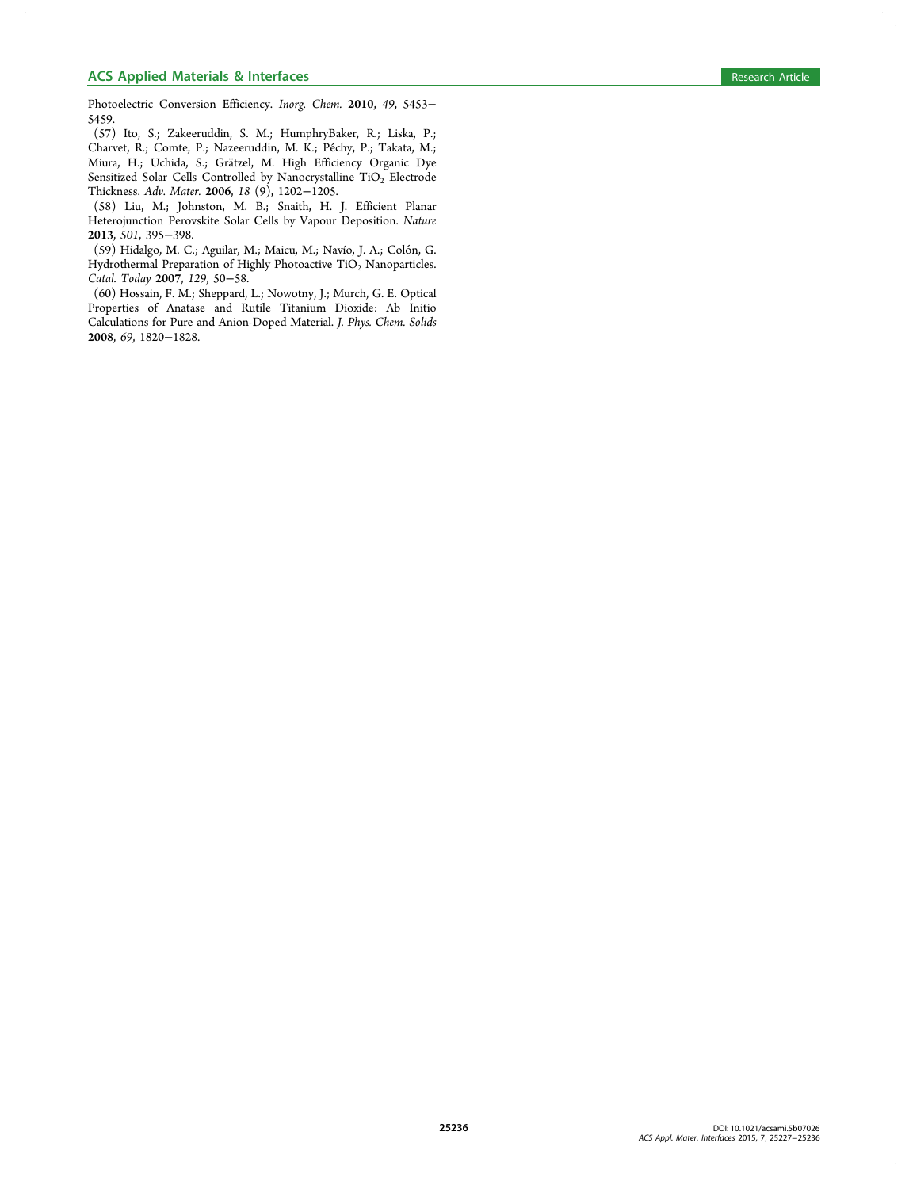Photoelectric Conversion Efficiency. *Inorg. Chem.* **2010**, *49*, 5453–5459.

(57) Ito, S.; Zakeeruddin, S. M.; HumphryBaker, R.; Liska, P.; Charvet, R.; Comte, P.; Nazeeruddin, M. K.; Péchy, P.; Takata, M.; Miura, H.; Uchida, S.; Grätzel, M. High Efficiency Organic Dye Sensitized Solar Cells Controlled by Nanocrystalline $TiO_2$ Electrode Thickness. *Adv. Mater.* **2006**, *18* (9), 1202–1205.

(58) Liu, M.; Johnston, M. B.; Snaith, H. J. Efficient Planar Heterojunction Perovskite Solar Cells by Vapour Deposition. *Nature* **2013**, *501*, 395–398.

(59) Hidalgo, M. C.; Aguilar, M.; Maicu, M.; Navío, J. A.; Colón, G. Hydrothermal Preparation of Highly Photoactive $TiO_2$ Nanoparticles. *Catal. Today* **2007**, *129*, 50–58.

(60) Hossain, F. M.; Sheppard, L.; Nowotny, J.; Murch, G. E. Optical Properties of Anatase and Rutile Titanium Dioxide: Ab Initio Calculations for Pure and Anion-Doped Material. *J. Phys. Chem. Solids* **2008**, *69*, 1820–1828.